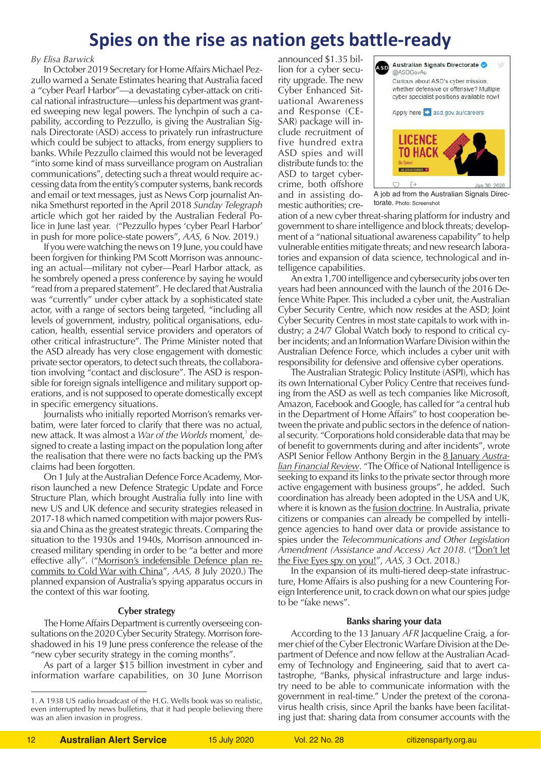# Spies on the rise as nation gets battle-ready

*By Elisa Barwick*

In October 2019 Secretary for Home Affairs Michael Pezzullo warned a Senate Estimates hearing that Australia faced a "cyber Pearl Harbor"—a devastating cyber-attack on critical national infrastructure—unless his department was granted sweeping new legal powers. The lynchpin of such a capability, according to Pezzullo, is giving the Australian Signals Directorate (ASD) access to privately run infrastructure which could be subject to attacks, from energy suppliers to banks. While Pezzullo claimed this would not be leveraged "into some kind of mass surveillance program on Australian communications", detecting such a threat would require accessing data from the entity's computer systems, bank records and email or text messages, just as News Corp journalist Annika Smethurst reported in the April 2018 *Sunday Telegraph* article which got her raided by the Australian Federal Police in June last year. ("Pezzullo hypes 'cyber Pearl Harbor' in push for more police-state powers", *AAS,* 6 Nov. 2019.)

If you were watching the news on 19 June, you could have been forgiven for thinking PM Scott Morrison was announcing an actual—military not cyber—Pearl Harbor attack, as he sombrely opened a press conference by saying he would "read from a prepared statement". He declared that Australia was "currently" under cyber attack by a sophisticated state actor, with a range of sectors being targeted, "including all levels of government, industry, political organisations, education, health, essential service providers and operators of other critical infrastructure". The Prime Minister noted that the ASD already has very close engagement with domestic private sector operators, to detect such threats, the collaboration involving "contact and disclosure". The ASD is responsible for foreign signals intelligence and military support operations, and is not supposed to operate domestically except in specific emergency situations.

Journalists who initially reported Morrison's remarks verbatim, were later forced to clarify that there was no actual, new attack. It was almost a *War of the Worlds* moment,[1] designed to create a lasting impact on the population long after the realisation that there were no facts backing up the PM's claims had been forgotten.

On 1 July at the Australian Defence Force Academy, Morrison launched a new Defence Strategic Update and Force Structure Plan, which brought Australia fully into line with new US and UK defence and security strategies released in 2017-18 which named competition with major powers Russia and China as the greatest strategic threats. Comparing the situation to the 1930s and 1940s, Morrison announced increased military spending in order to be "a better and more effective ally". ("Morrison's indefensible Defence plan recommits to Cold War with China", *AAS,* 8 July 2020.) The planned expansion of Australia's spying apparatus occurs in the context of this war footing.

### Cyber strategy

The Home Affairs Department is currently overseeing consultations on the 2020 Cyber Security Strategy. Morrison foreshadowed in his 19 June press conference the release of the "new cyber security strategy in the coming months".

As part of a larger $15 billion investment in cyber and information warfare capabilities, on 30 June Morrison announced $1.35 billion for a cyber security upgrade. The new Cyber Enhanced Situational Awareness and Response (CESAR) package will include recruitment of five hundred extra ASD spies and will distribute funds to: the ASD to target cybercrime, both offshore and in assisting domestic authorities; creation of a new cyber threat-sharing platform for industry and government to share intelligence and block threats; development of a "national situational awareness capability" to help vulnerable entities mitigate threats; and new research laboratories and expansion of data science, technological and intelligence capabilities.

A job ad from the Australian Signals Directorate. Photo: Screenshot

An extra 1,700 intelligence and cybersecurity jobs over ten years had been announced with the launch of the 2016 Defence White Paper. This included a cyber unit, the Australian Cyber Security Centre, which now resides at the ASD; Joint Cyber Security Centres in most state capitals to work with industry; a 24/7 Global Watch body to respond to critical cyber incidents; and an Information Warfare Division within the Australian Defence Force, which includes a cyber unit with responsibility for defensive and offensive cyber operations.

The Australian Strategic Policy Institute (ASPI), which has its own International Cyber Policy Centre that receives funding from the ASD as well as tech companies like Microsoft, Amazon, Facebook and Google, has called for "a central hub in the Department of Home Affairs" to host cooperation between the private and public sectors in the defence of national security. "Corporations hold considerable data that may be of benefit to governments during and after incidents", wrote ASPI Senior Fellow Anthony Bergin in the 8 January *Australian Financial Review*. "The Office of National Intelligence is seeking to expand its links to the private sector through more active engagement with business groups", he added. Such coordination has already been adopted in the USA and UK, where it is known as the fusion doctrine. In Australia, private citizens or companies can already be compelled by intelligence agencies to hand over data or provide assistance to spies under the *Telecommunications and Other Legislation Amendment (Assistance and Access) Act 2018*. ("Don't let the Five Eyes spy on you!", *AAS,* 3 Oct. 2018.)

In the expansion of its multi-tiered deep-state infrastructure, Home Affairs is also pushing for a new Countering Foreign Interference unit, to crack down on what our spies judge to be "fake news".

### Banks sharing your data

According to the 13 January *AFR* Jacqueline Craig, a former chief of the Cyber Electronic Warfare Division at the Department of Defence and now fellow at the Australian Academy of Technology and Engineering, said that to avert catastrophe, "Banks, physical infrastructure and large industry need to be able to communicate information with the government in real-time." Under the pretext of the coronavirus health crisis, since April the banks have been facilitating just that: sharing data from consumer accounts with the

---

1. A 1938 US radio broadcast of the H.G. Wells book was so realistic, even interrupted by news bulletins, that it had people believing there was an alien invasion in progress.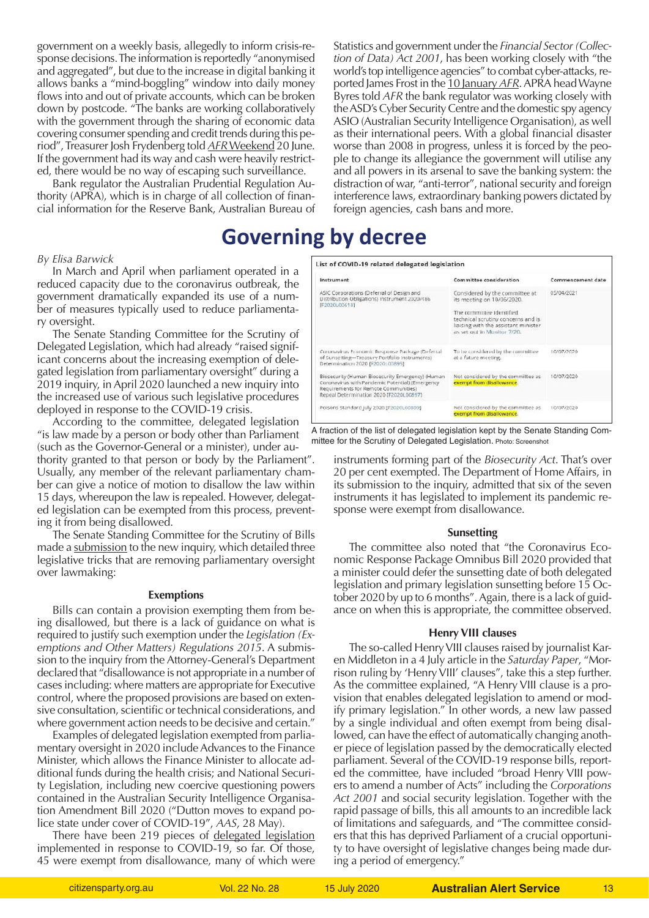government on a weekly basis, allegedly to inform crisis-response decisions. The information is reportedly "anonymised and aggregated", but due to the increase in digital banking it allows banks a "mind-boggling" window into daily money flows into and out of private accounts, which can be broken down by postcode. "The banks are working collaboratively with the government through the sharing of economic data covering consumer spending and credit trends during this period", Treasurer Josh Frydenberg told *AFR* Weekend 20 June. If the government had its way and cash were heavily restricted, there would be no way of escaping such surveillance.

Bank regulator the Australian Prudential Regulation Authority (APRA), which is in charge of all collection of financial information for the Reserve Bank, Australian Bureau of Statistics and government under the *Financial Sector (Collection of Data) Act 2001*, has been working closely with "the world's top intelligence agencies" to combat cyber-attacks, reported James Frost in the 10 January *AFR*. APRA head Wayne Byres told *AFR* the bank regulator was working closely with the ASD's Cyber Security Centre and the domestic spy agency ASIO (Australian Security Intelligence Organisation), as well as their international peers. With a global financial disaster worse than 2008 in progress, unless it is forced by the people to change its allegiance the government will utilise any and all powers in its arsenal to save the banking system: the distraction of war, "anti-terror", national security and foreign interference laws, extraordinary banking powers dictated by foreign agencies, cash bans and more.

# Governing by decree

*By Elisa Barwick*

In March and April when parliament operated in a reduced capacity due to the coronavirus outbreak, the government dramatically expanded its use of a number of measures typically used to reduce parliamentary oversight.

The Senate Standing Committee for the Scrutiny of Delegated Legislation, which had already "raised significant concerns about the increasing exemption of delegated legislation from parliamentary oversight" during a 2019 inquiry, in April 2020 launched a new inquiry into the increased use of various such legislative procedures deployed in response to the COVID-19 crisis.

According to the committee, delegated legislation "is law made by a person or body other than Parliament (such as the Governor-General or a minister), under authority granted to that person or body by the Parliament". Usually, any member of the relevant parliamentary chamber can give a notice of motion to disallow the law within 15 days, whereupon the law is repealed. However, delegated legislation can be exempted from this process, preventing it from being disallowed.

The Senate Standing Committee for the Scrutiny of Bills made a submission to the new inquiry, which detailed three legislative tricks that are removing parliamentary oversight over lawmaking:

### Exemptions

Bills can contain a provision exempting them from being disallowed, but there is a lack of guidance on what is required to justify such exemption under the *Legislation (Exemptions and Other Matters) Regulations 2015*. A submission to the inquiry from the Attorney-General's Department declared that "disallowance is not appropriate in a number of cases including: where matters are appropriate for Executive control, where the proposed provisions are based on extensive consultation, scientific or technical considerations, and where government action needs to be decisive and certain."

Examples of delegated legislation exempted from parliamentary oversight in 2020 include Advances to the Finance Minister, which allows the Finance Minister to allocate additional funds during the health crisis; and National Security Legislation, including new coercive questioning powers contained in the Australian Security Intelligence Organisation Amendment Bill 2020 ("Dutton moves to expand police state under cover of COVID-19", *AAS*, 28 May).

There have been 219 pieces of delegated legislation implemented in response to COVID-19, so far. Of those, 45 were exempt from disallowance, many of which were instruments forming part of the *Biosecurity Act*. That's over 20 per cent exempted. The Department of Home Affairs, in its submission to the inquiry, admitted that six of the seven instruments it has legislated to implement its pandemic response were exempt from disallowance.

**List of COVID-19 related delegated legislation**

| Instrument | Committee consideration | Commencement date |
|---|---|---|
| ASIC Corporations (Deferral of Design and Distribution Obligations) Instrument 2020/486 [F2020L00618] | Considered by the committee at its meeting on 10/06/2020. The committee identified technical scrutiny concerns and is liaising with the assistant minister as set out in Monitor 7/20. | 05/04/2021 |
| Coronavirus Economic Response Package (Deferral of Sunsetting—Treasury Portfolio Instruments) Determination 2020 [F2020L00895] | To be considered by the committee at a future meeting. | 10/07/2020 |
| Biosecurity (Human Biosecurity Emergency) (Human Coronavirus with Pandemic Potential) (Emergency Requirements for Remote Communities) Repeal Determination 2020 [F2020L00897] | Not considered by the committee as exempt from disallowance. | 10/07/2020 |
| Poisons Standard July 2020 [F2020L00899] | Not considered by the committee as exempt from disallowance. | 10/07/2020 |

A fraction of the list of delegated legislation kept by the Senate Standing Committee for the Scrutiny of Delegated Legislation. Photo: Screenshot

### Sunsetting

The committee also noted that "the Coronavirus Economic Response Package Omnibus Bill 2020 provided that a minister could defer the sunsetting date of both delegated legislation and primary legislation sunsetting before 15 October 2020 by up to 6 months". Again, there is a lack of guidance on when this is appropriate, the committee observed.

### Henry VIII clauses

The so-called Henry VIII clauses raised by journalist Karen Middleton in a 4 July article in the *Saturday Paper*, "Morrison ruling by 'Henry VIII' clauses", take this a step further. As the committee explained, "A Henry VIII clause is a provision that enables delegated legislation to amend or modify primary legislation." In other words, a new law passed by a single individual and often exempt from being disallowed, can have the effect of automatically changing another piece of legislation passed by the democratically elected parliament. Several of the COVID-19 response bills, reported the committee, have included "broad Henry VIII powers to amend a number of Acts" including the *Corporations Act 2001* and social security legislation. Together with the rapid passage of bills, this all amounts to an incredible lack of limitations and safeguards, and "The committee considers that this has deprived Parliament of a crucial opportunity to have oversight of legislative changes being made during a period of emergency."